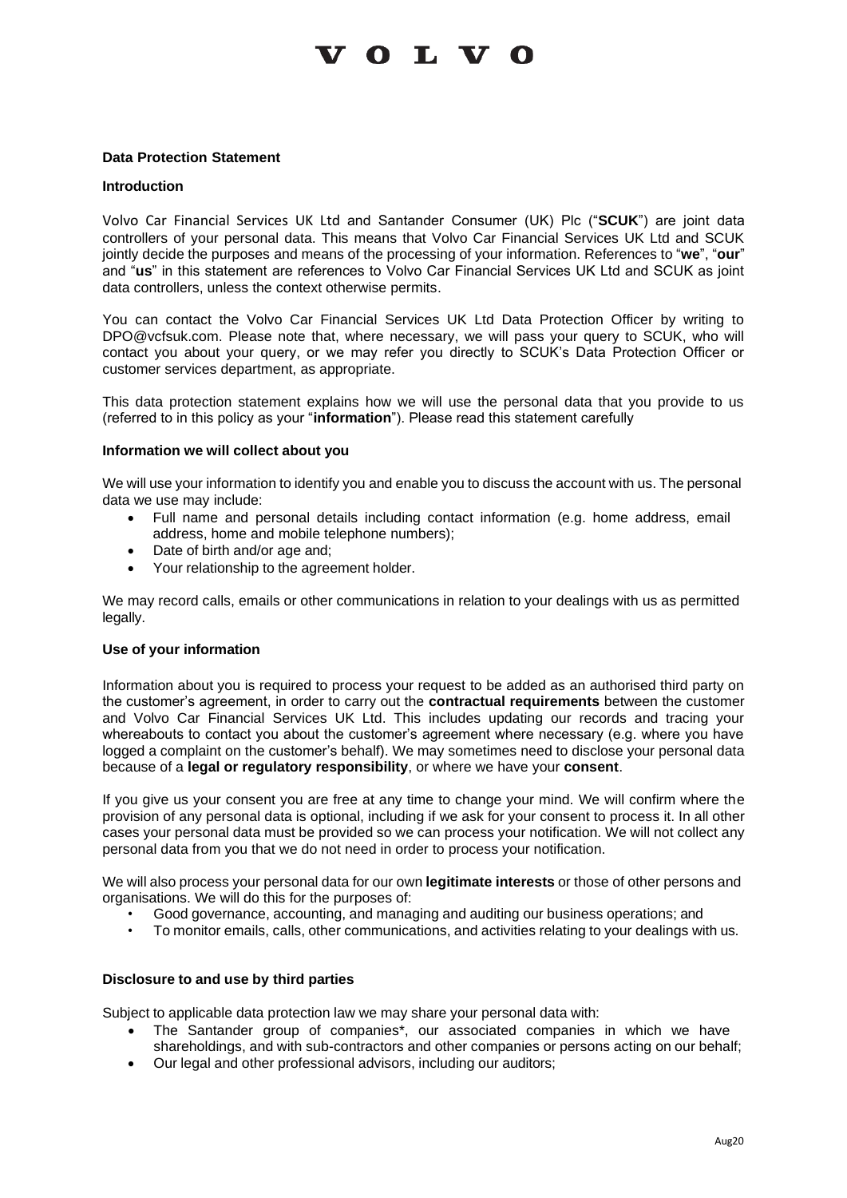# VOLVO

**Data Protection Statement**

**Introduction**

Volvo Car Financial Services UK Ltd and Santander Consumer (UK) Plc ("**SCUK**") are joint data controllers of your personal data. This means that Volvo Car Financial Services UK Ltd and SCUK jointly decide the purposes and means of the processing of your information. References to "**we**", "**our**" and "**us**" in this statement are references to Volvo Car Financial Services UK Ltd and SCUK as joint data controllers, unless the context otherwise permits.

You can contact the Volvo Car Financial Services UK Ltd Data Protection Officer by writing to DPO@vcfsuk.com. Please note that, where necessary, we will pass your query to SCUK, who will contact you about your query, or we may refer you directly to SCUK's Data Protection Officer or customer services department, as appropriate.

This data protection statement explains how we will use the personal data that you provide to us (referred to in this policy as your "**information**"). Please read this statement carefully

**Information we will collect about you**

We will use your information to identify you and enable you to discuss the account with us. The personal data we use may include:

- Full name and personal details including contact information (e.g. home address, email address, home and mobile telephone numbers);
- Date of birth and/or age and;
- Your relationship to the agreement holder.

We may record calls, emails or other communications in relation to your dealings with us as permitted legally.

**Use of your information**

Information about you is required to process your request to be added as an authorised third party on the customer's agreement, in order to carry out the **contractual requirements** between the customer and Volvo Car Financial Services UK Ltd. This includes updating our records and tracing your whereabouts to contact you about the customer's agreement where necessary (e.g. where you have logged a complaint on the customer's behalf). We may sometimes need to disclose your personal data because of a **legal or regulatory responsibility**, or where we have your **consent**.

If you give us your consent you are free at any time to change your mind. We will confirm where the provision of any personal data is optional, including if we ask for your consent to process it. In all other cases your personal data must be provided so we can process your notification. We will not collect any personal data from you that we do not need in order to process your notification.

We will also process your personal data for our own **legitimate interests** or those of other persons and organisations. We will do this for the purposes of:

- Good governance, accounting, and managing and auditing our business operations; and
- To monitor emails, calls, other communications, and activities relating to your dealings with us.

**Disclosure to and use by third parties**

Subject to applicable data protection law we may share your personal data with:

- The Santander group of companies*, our associated companies in which we have shareholdings, and with sub-contractors and other companies or persons acting on our behalf;
- Our legal and other professional advisors, including our auditors;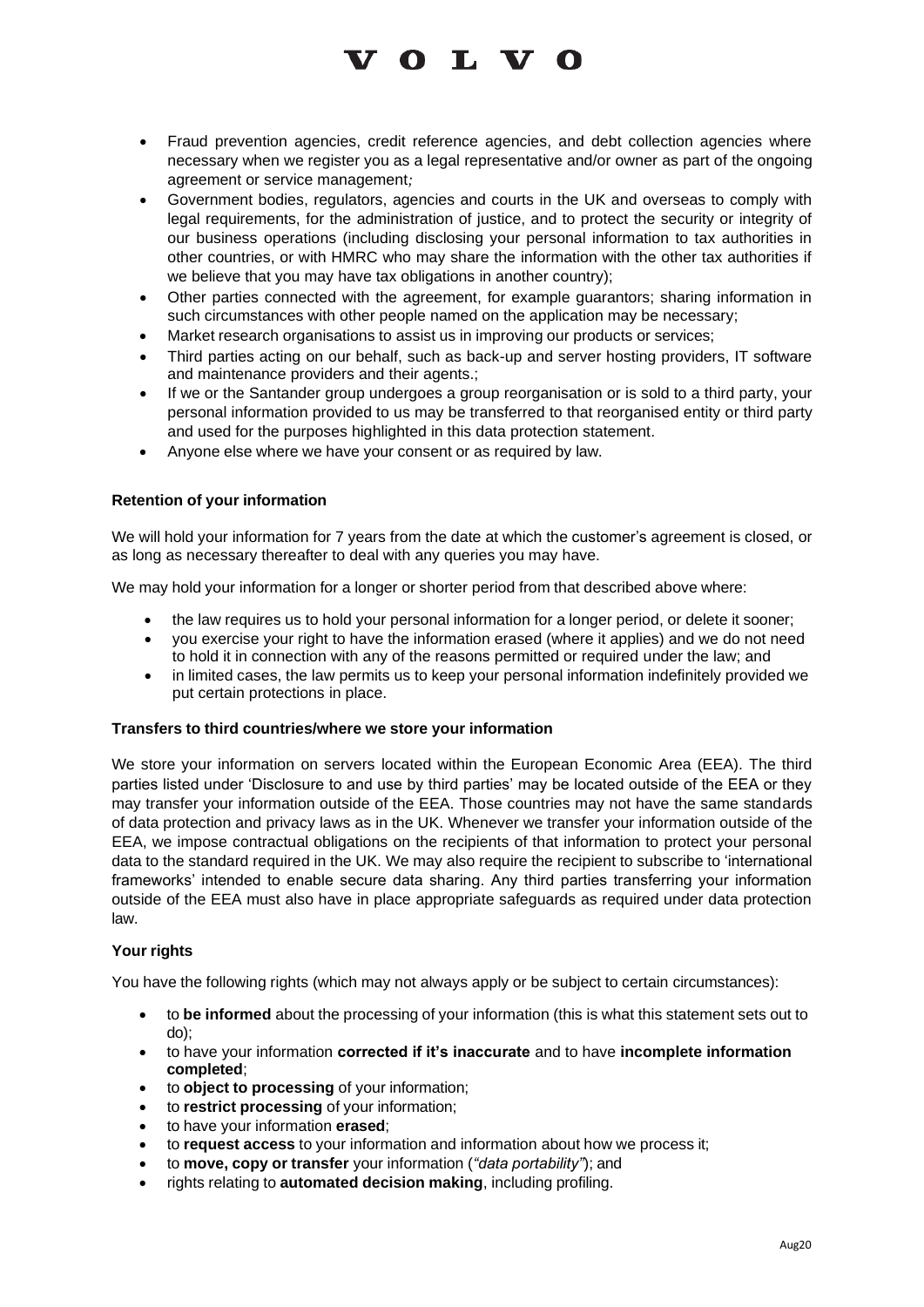- Fraud prevention agencies, credit reference agencies, and debt collection agencies where necessary when we register you as a legal representative and/or owner as part of the ongoing agreement or service management*;*
- Government bodies, regulators, agencies and courts in the UK and overseas to comply with legal requirements, for the administration of justice, and to protect the security or integrity of our business operations (including disclosing your personal information to tax authorities in other countries, or with HMRC who may share the information with the other tax authorities if we believe that you may have tax obligations in another country);
- Other parties connected with the agreement, for example guarantors; sharing information in such circumstances with other people named on the application may be necessary;
- Market research organisations to assist us in improving our products or services;
- Third parties acting on our behalf, such as back-up and server hosting providers, IT software and maintenance providers and their agents.;
- If we or the Santander group undergoes a group reorganisation or is sold to a third party, your personal information provided to us may be transferred to that reorganised entity or third party and used for the purposes highlighted in this data protection statement.
- Anyone else where we have your consent or as required by law.

**Retention of your information**

We will hold your information for 7 years from the date at which the customer's agreement is closed, or as long as necessary thereafter to deal with any queries you may have.

We may hold your information for a longer or shorter period from that described above where:

- the law requires us to hold your personal information for a longer period, or delete it sooner;
- you exercise your right to have the information erased (where it applies) and we do not need to hold it in connection with any of the reasons permitted or required under the law; and
- in limited cases, the law permits us to keep your personal information indefinitely provided we put certain protections in place.

**Transfers to third countries/where we store your information**

We store your information on servers located within the European Economic Area (EEA). The third parties listed under 'Disclosure to and use by third parties' may be located outside of the EEA or they may transfer your information outside of the EEA. Those countries may not have the same standards of data protection and privacy laws as in the UK. Whenever we transfer your information outside of the EEA, we impose contractual obligations on the recipients of that information to protect your personal data to the standard required in the UK. We may also require the recipient to subscribe to 'international frameworks' intended to enable secure data sharing. Any third parties transferring your information outside of the EEA must also have in place appropriate safeguards as required under data protection law.

**Your rights**

You have the following rights (which may not always apply or be subject to certain circumstances):

- to **be informed** about the processing of your information (this is what this statement sets out to do);
- to have your information **corrected if it's inaccurate** and to have **incomplete information completed**;
- to **object to processing** of your information;
- to **restrict processing** of your information;
- to have your information **erased**;
- to **request access** to your information and information about how we process it;
- to **move, copy or transfer** your information (*"data portability"*); and
- rights relating to **automated decision making**, including profiling.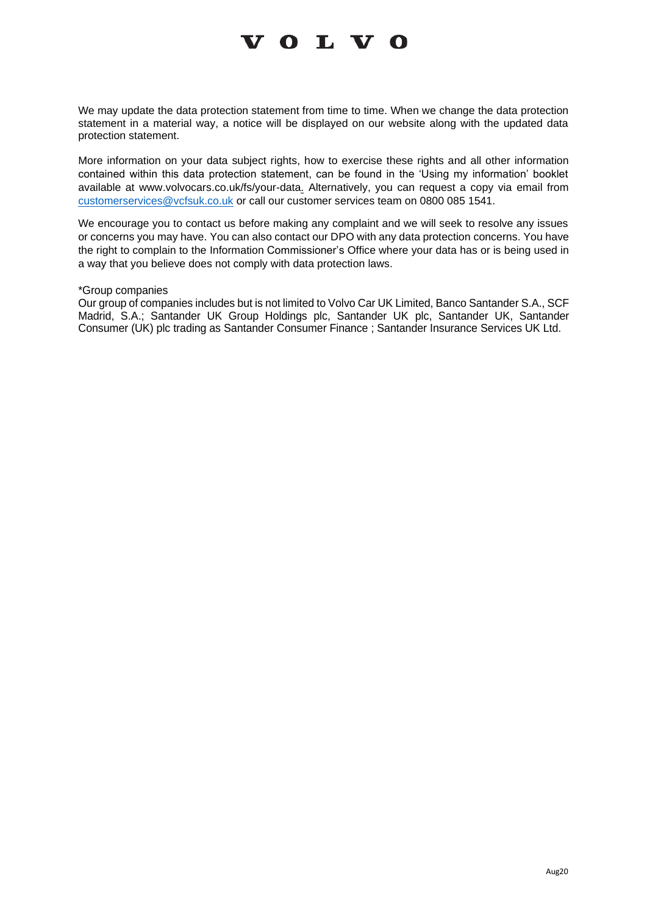We may update the data protection statement from time to time. When we change the data protection statement in a material way, a notice will be displayed on our website along with the updated data protection statement.

More information on your data subject rights, how to exercise these rights and all other information contained within this data protection statement, can be found in the 'Using my information' booklet available at www.volvocars.co.uk/fs/your-data. Alternatively, you can request a copy via email from customerservices@vcfsuk.co.uk or call our customer services team on 0800 085 1541.

We encourage you to contact us before making any complaint and we will seek to resolve any issues or concerns you may have. You can also contact our DPO with any data protection concerns. You have the right to complain to the Information Commissioner's Office where your data has or is being used in a way that you believe does not comply with data protection laws.

*Group companies
Our group of companies includes but is not limited to Volvo Car UK Limited, Banco Santander S.A., SCF Madrid, S.A.; Santander UK Group Holdings plc, Santander UK plc, Santander UK, Santander Consumer (UK) plc trading as Santander Consumer Finance ; Santander Insurance Services UK Ltd.

Aug20